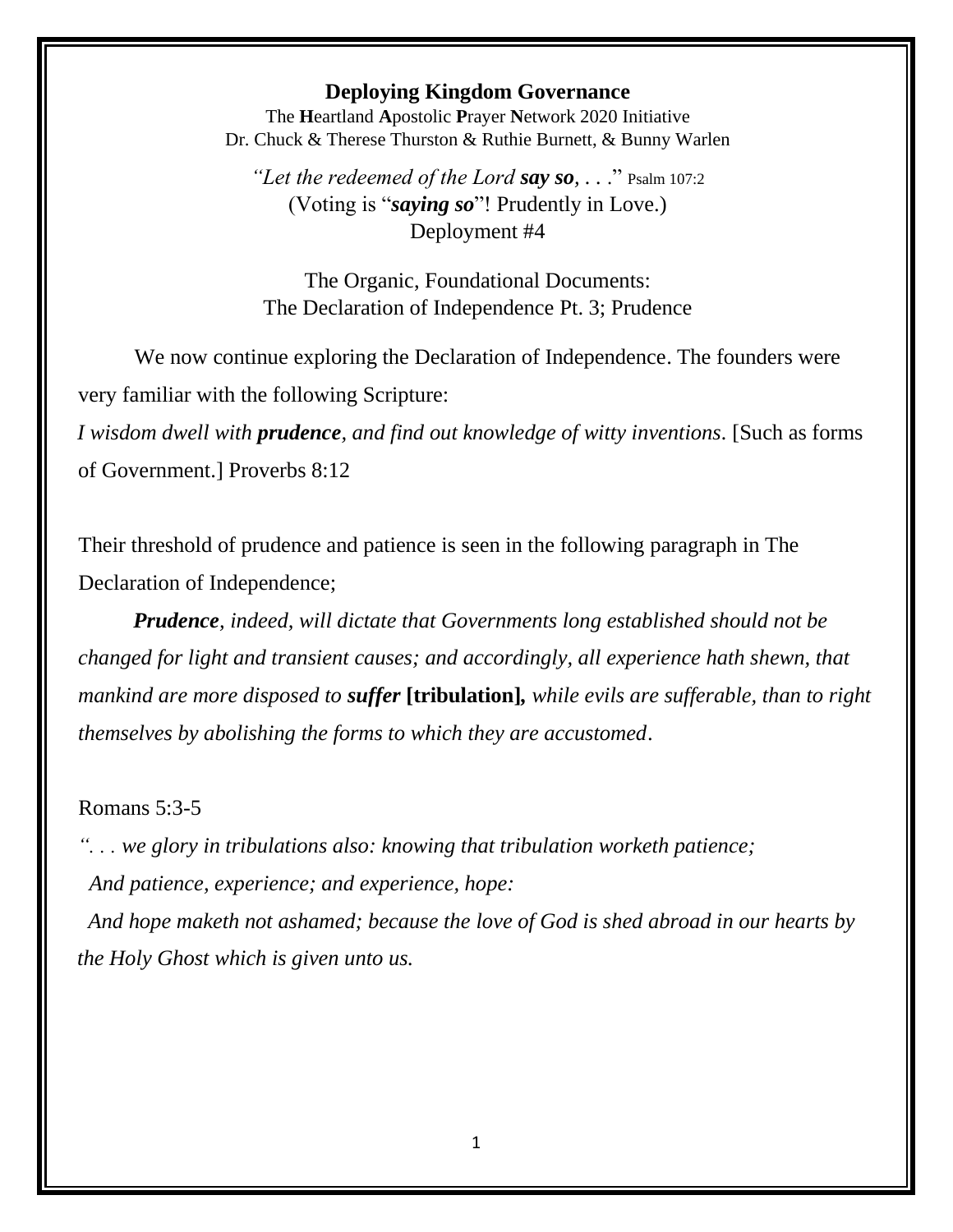# Deploying Kingdom Governance

The **H**eartland **A**postolic **P**rayer **N**etwork 2020 Initiative
Dr. Chuck & Therese Thurston & Ruthie Burnett, & Bunny Warlen

*"Let the redeemed of the Lord* ***say so****, . . ."* Psalm 107:2
(Voting is "***saying so***"! Prudently in Love.)
Deployment #4

The Organic, Foundational Documents:
The Declaration of Independence Pt. 3; Prudence

We now continue exploring the Declaration of Independence. The founders were very familiar with the following Scripture:

*I wisdom dwell with* ***prudence****, and find out knowledge of witty inventions*. [Such as forms of Government.] Proverbs 8:12

Their threshold of prudence and patience is seen in the following paragraph in The Declaration of Independence;

***Prudence****, indeed, will dictate that Governments long established should not be changed for light and transient causes; and accordingly, all experience hath shewn, that mankind are more disposed to* ***suffer*** **[tribulation],** *while evils are sufferable, than to right themselves by abolishing the forms to which they are accustomed*.

Romans 5:3-5

*". . . we glory in tribulations also: knowing that tribulation worketh patience;*
*And patience, experience; and experience, hope:*
*And hope maketh not ashamed; because the love of God is shed abroad in our hearts by the Holy Ghost which is given unto us.*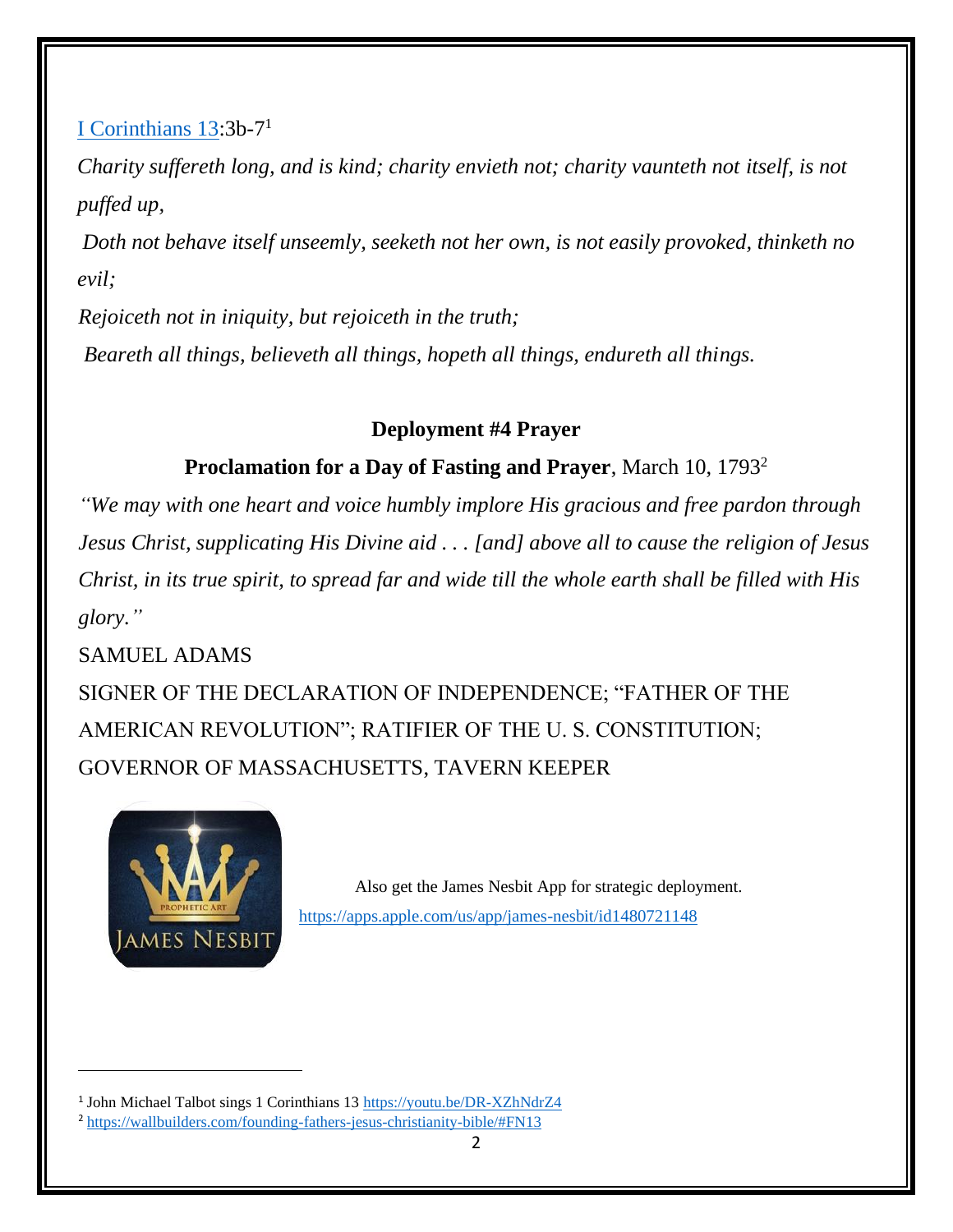[I Corinthians 13](#):3b-7[1]

*Charity suffereth long, and is kind; charity envieth not; charity vaunteth not itself, is not puffed up,*

*Doth not behave itself unseemly, seeketh not her own, is not easily provoked, thinketh no evil;*

*Rejoiceth not in iniquity, but rejoiceth in the truth;*

*Beareth all things, believeth all things, hopeth all things, endureth all things.*

**Deployment #4 Prayer**

**Proclamation for a Day of Fasting and Prayer**, March 10, 1793[2]

*"We may with one heart and voice humbly implore His gracious and free pardon through Jesus Christ, supplicating His Divine aid . . . [and] above all to cause the religion of Jesus Christ, in its true spirit, to spread far and wide till the whole earth shall be filled with His glory."*

SAMUEL ADAMS

SIGNER OF THE DECLARATION OF INDEPENDENCE; "FATHER OF THE AMERICAN REVOLUTION"; RATIFIER OF THE U. S. CONSTITUTION; GOVERNOR OF MASSACHUSETTS, TAVERN KEEPER

Also get the James Nesbit App for strategic deployment.
https://apps.apple.com/us/app/james-nesbit/id1480721148

---

[1] John Michael Talbot sings 1 Corinthians 13 https://youtu.be/DR-XZhNdrZ4

[2] https://wallbuilders.com/founding-fathers-jesus-christianity-bible/#FN13